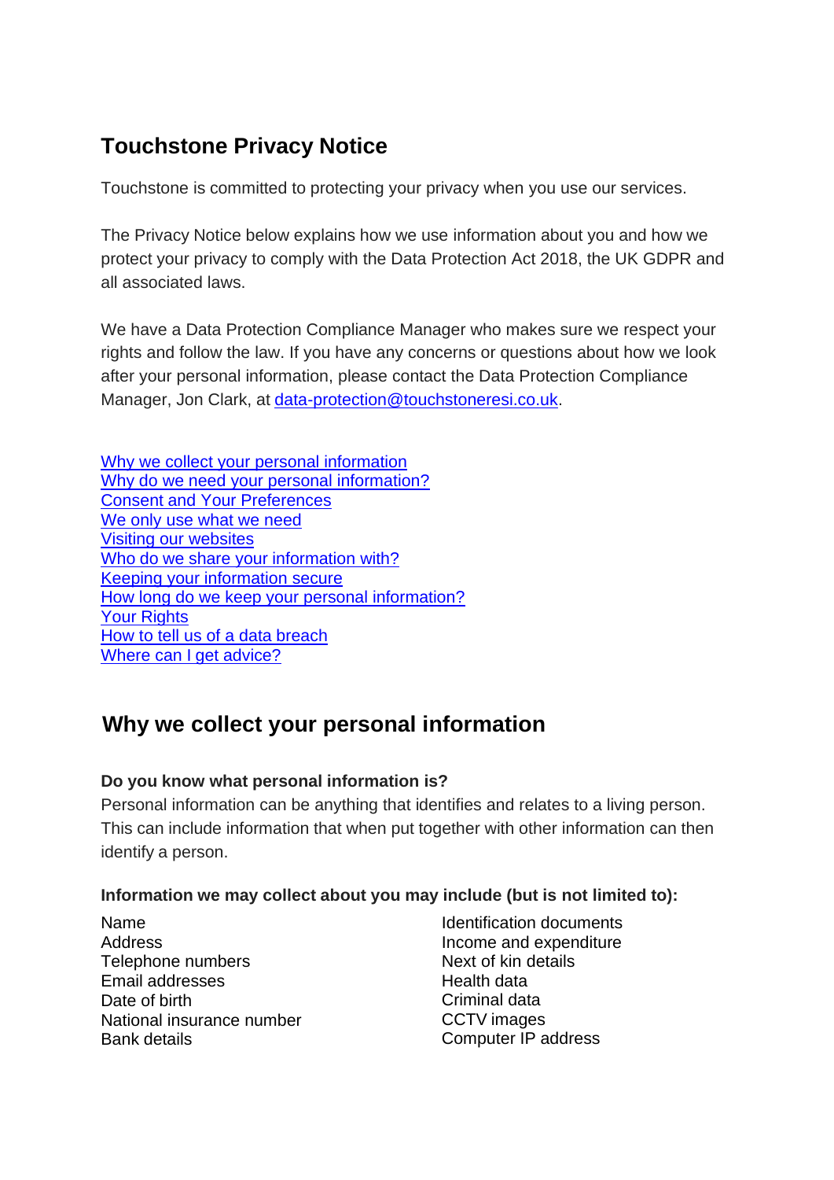# Touchstone Privacy Notice

Touchstone is committed to protecting your privacy when you use our services.

The Privacy Notice below explains how we use information about you and how we protect your privacy to comply with the Data Protection Act 2018, the UK GDPR and all associated laws.

We have a Data Protection Compliance Manager who makes sure we respect your rights and follow the law. If you have any concerns or questions about how we look after your personal information, please contact the Data Protection Compliance Manager, Jon Clark, at data-protection@touchstoneresi.co.uk.

- Why we collect your personal information
- Why do we need your personal information?
- Consent and Your Preferences
- We only use what we need
- Visiting our websites
- Who do we share your information with?
- Keeping your information secure
- How long do we keep your personal information?
- Your Rights
- How to tell us of a data breach
- Where can I get advice?

## Why we collect your personal information

**Do you know what personal information is?**

Personal information can be anything that identifies and relates to a living person. This can include information that when put together with other information can then identify a person.

**Information we may collect about you may include (but is not limited to):**

- Name
- Address
- Telephone numbers
- Email addresses
- Date of birth
- National insurance number
- Bank details
- Identification documents
- Income and expenditure
- Next of kin details
- Health data
- Criminal data
- CCTV images
- Computer IP address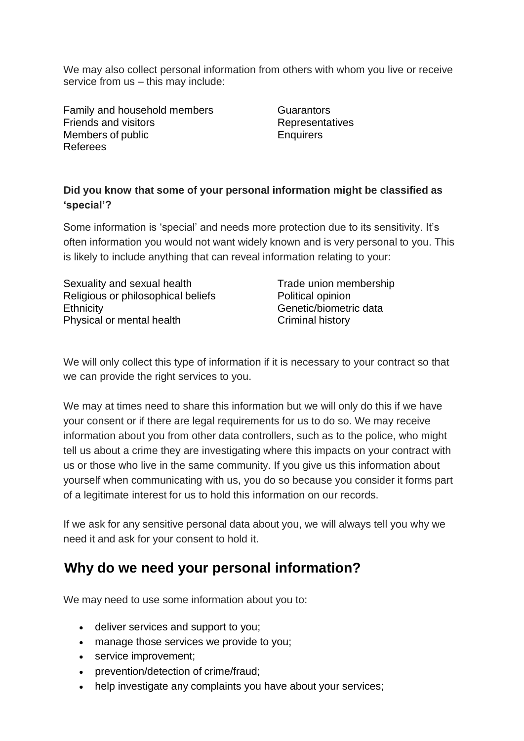We may also collect personal information from others with whom you live or receive service from us – this may include:

- Family and household members
- Friends and visitors
- Members of public
- Referees
- Guarantors
- Representatives
- Enquirers

**Did you know that some of your personal information might be classified as 'special'?**

Some information is 'special' and needs more protection due to its sensitivity. It's often information you would not want widely known and is very personal to you. This is likely to include anything that can reveal information relating to your:

- Sexuality and sexual health
- Religious or philosophical beliefs
- Ethnicity
- Physical or mental health
- Trade union membership
- Political opinion
- Genetic/biometric data
- Criminal history

We will only collect this type of information if it is necessary to your contract so that we can provide the right services to you.

We may at times need to share this information but we will only do this if we have your consent or if there are legal requirements for us to do so. We may receive information about you from other data controllers, such as to the police, who might tell us about a crime they are investigating where this impacts on your contract with us or those who live in the same community. If you give us this information about yourself when communicating with us, you do so because you consider it forms part of a legitimate interest for us to hold this information on our records.

If we ask for any sensitive personal data about you, we will always tell you why we need it and ask for your consent to hold it.

## Why do we need your personal information?

We may need to use some information about you to:

- deliver services and support to you;
- manage those services we provide to you;
- service improvement;
- prevention/detection of crime/fraud;
- help investigate any complaints you have about your services;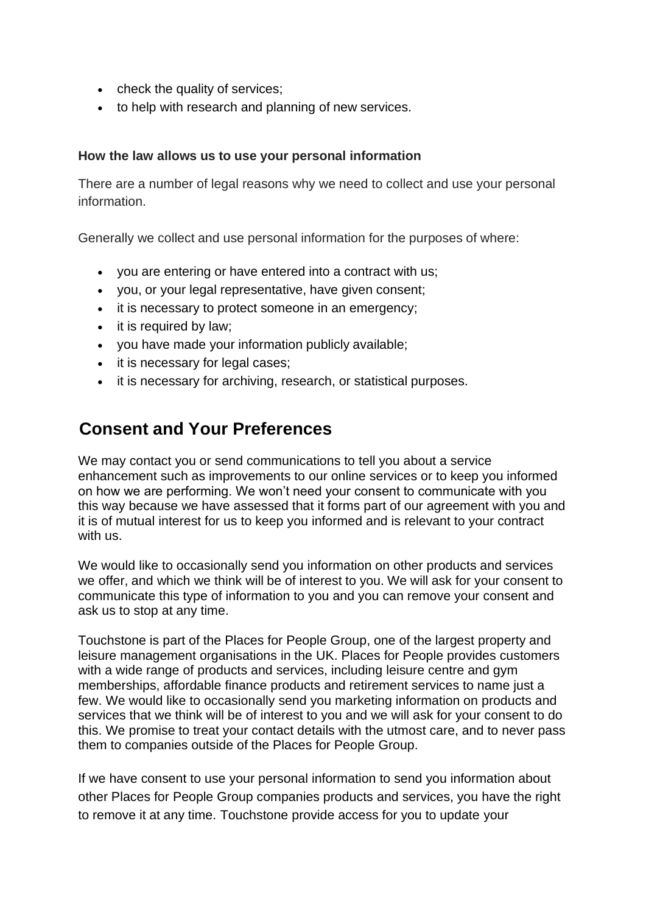- check the quality of services;
- to help with research and planning of new services.

**How the law allows us to use your personal information**

There are a number of legal reasons why we need to collect and use your personal information.

Generally we collect and use personal information for the purposes of where:

- you are entering or have entered into a contract with us;
- you, or your legal representative, have given consent;
- it is necessary to protect someone in an emergency;
- it is required by law;
- you have made your information publicly available;
- it is necessary for legal cases;
- it is necessary for archiving, research, or statistical purposes.

## Consent and Your Preferences

We may contact you or send communications to tell you about a service enhancement such as improvements to our online services or to keep you informed on how we are performing. We won't need your consent to communicate with you this way because we have assessed that it forms part of our agreement with you and it is of mutual interest for us to keep you informed and is relevant to your contract with us.

We would like to occasionally send you information on other products and services we offer, and which we think will be of interest to you. We will ask for your consent to communicate this type of information to you and you can remove your consent and ask us to stop at any time.

Touchstone is part of the Places for People Group, one of the largest property and leisure management organisations in the UK. Places for People provides customers with a wide range of products and services, including leisure centre and gym memberships, affordable finance products and retirement services to name just a few. We would like to occasionally send you marketing information on products and services that we think will be of interest to you and we will ask for your consent to do this. We promise to treat your contact details with the utmost care, and to never pass them to companies outside of the Places for People Group.

If we have consent to use your personal information to send you information about other Places for People Group companies products and services, you have the right to remove it at any time. Touchstone provide access for you to update your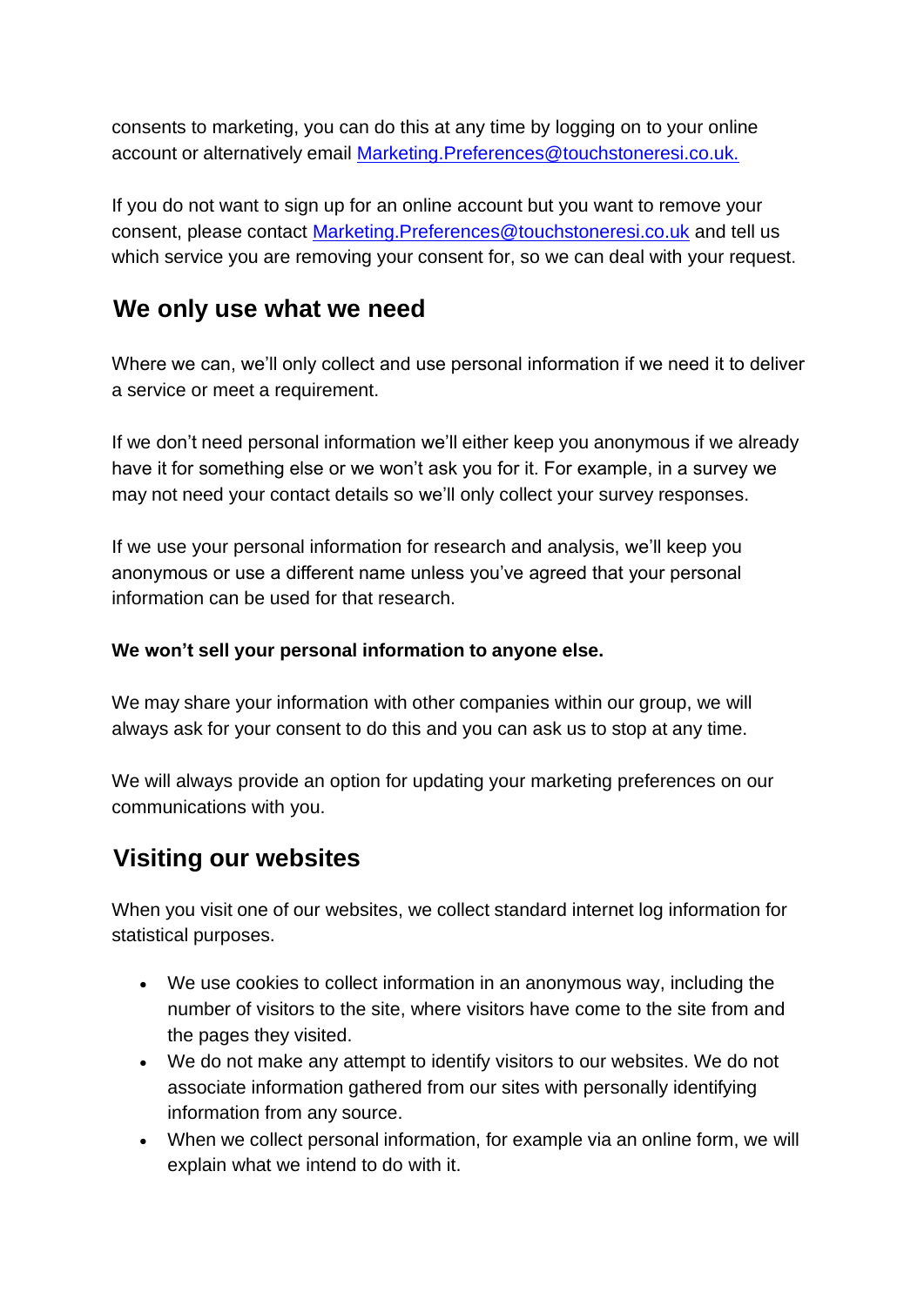consents to marketing, you can do this at any time by logging on to your online account or alternatively email Marketing.Preferences@touchstoneresi.co.uk.

If you do not want to sign up for an online account but you want to remove your consent, please contact Marketing.Preferences@touchstoneresi.co.uk and tell us which service you are removing your consent for, so we can deal with your request.

## We only use what we need

Where we can, we'll only collect and use personal information if we need it to deliver a service or meet a requirement.

If we don't need personal information we'll either keep you anonymous if we already have it for something else or we won't ask you for it. For example, in a survey we may not need your contact details so we'll only collect your survey responses.

If we use your personal information for research and analysis, we'll keep you anonymous or use a different name unless you've agreed that your personal information can be used for that research.

**We won't sell your personal information to anyone else.**

We may share your information with other companies within our group, we will always ask for your consent to do this and you can ask us to stop at any time.

We will always provide an option for updating your marketing preferences on our communications with you.

## Visiting our websites

When you visit one of our websites, we collect standard internet log information for statistical purposes.

- We use cookies to collect information in an anonymous way, including the number of visitors to the site, where visitors have come to the site from and the pages they visited.
- We do not make any attempt to identify visitors to our websites. We do not associate information gathered from our sites with personally identifying information from any source.
- When we collect personal information, for example via an online form, we will explain what we intend to do with it.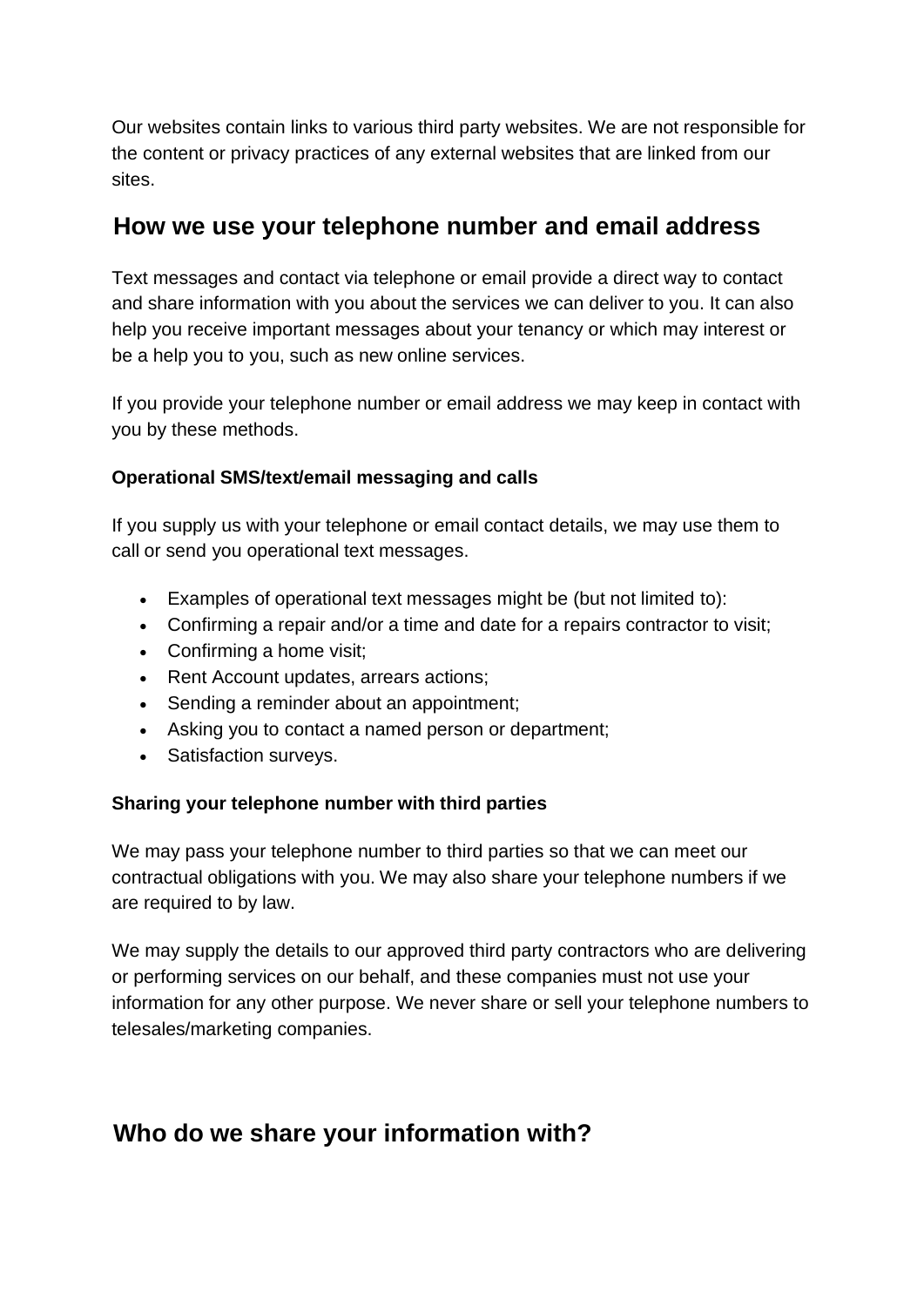Our websites contain links to various third party websites. We are not responsible for the content or privacy practices of any external websites that are linked from our sites.

## How we use your telephone number and email address

Text messages and contact via telephone or email provide a direct way to contact and share information with you about the services we can deliver to you. It can also help you receive important messages about your tenancy or which may interest or be a help you to you, such as new online services.

If you provide your telephone number or email address we may keep in contact with you by these methods.

### Operational SMS/text/email messaging and calls

If you supply us with your telephone or email contact details, we may use them to call or send you operational text messages.

- Examples of operational text messages might be (but not limited to):
- Confirming a repair and/or a time and date for a repairs contractor to visit;
- Confirming a home visit;
- Rent Account updates, arrears actions;
- Sending a reminder about an appointment;
- Asking you to contact a named person or department;
- Satisfaction surveys.

### Sharing your telephone number with third parties

We may pass your telephone number to third parties so that we can meet our contractual obligations with you. We may also share your telephone numbers if we are required to by law.

We may supply the details to our approved third party contractors who are delivering or performing services on our behalf, and these companies must not use your information for any other purpose. We never share or sell your telephone numbers to telesales/marketing companies.

## Who do we share your information with?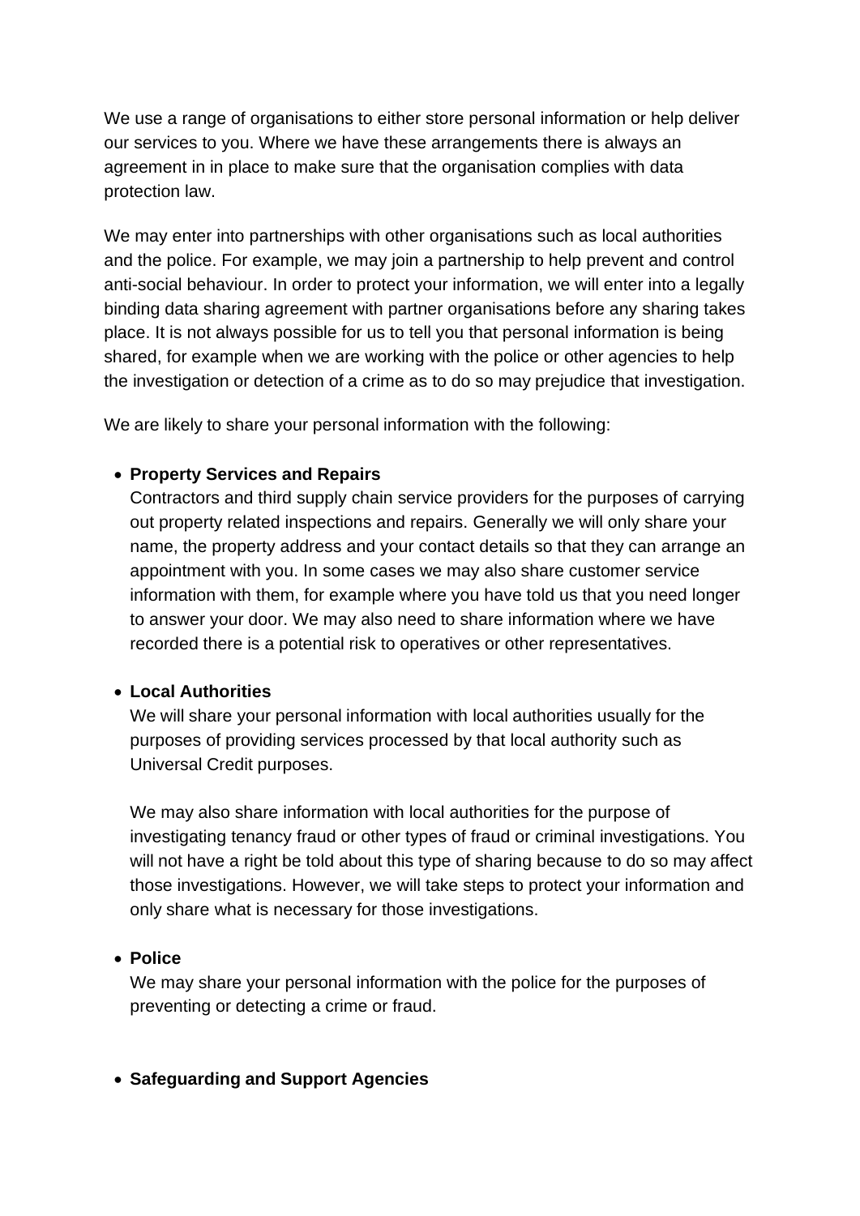We use a range of organisations to either store personal information or help deliver our services to you. Where we have these arrangements there is always an agreement in in place to make sure that the organisation complies with data protection law.

We may enter into partnerships with other organisations such as local authorities and the police. For example, we may join a partnership to help prevent and control anti-social behaviour. In order to protect your information, we will enter into a legally binding data sharing agreement with partner organisations before any sharing takes place. It is not always possible for us to tell you that personal information is being shared, for example when we are working with the police or other agencies to help the investigation or detection of a crime as to do so may prejudice that investigation.

We are likely to share your personal information with the following:

- **Property Services and Repairs**
  Contractors and third supply chain service providers for the purposes of carrying out property related inspections and repairs. Generally we will only share your name, the property address and your contact details so that they can arrange an appointment with you. In some cases we may also share customer service information with them, for example where you have told us that you need longer to answer your door. We may also need to share information where we have recorded there is a potential risk to operatives or other representatives.

- **Local Authorities**
  We will share your personal information with local authorities usually for the purposes of providing services processed by that local authority such as Universal Credit purposes.

  We may also share information with local authorities for the purpose of investigating tenancy fraud or other types of fraud or criminal investigations. You will not have a right be told about this type of sharing because to do so may affect those investigations. However, we will take steps to protect your information and only share what is necessary for those investigations.

- **Police**
  We may share your personal information with the police for the purposes of preventing or detecting a crime or fraud.

- **Safeguarding and Support Agencies**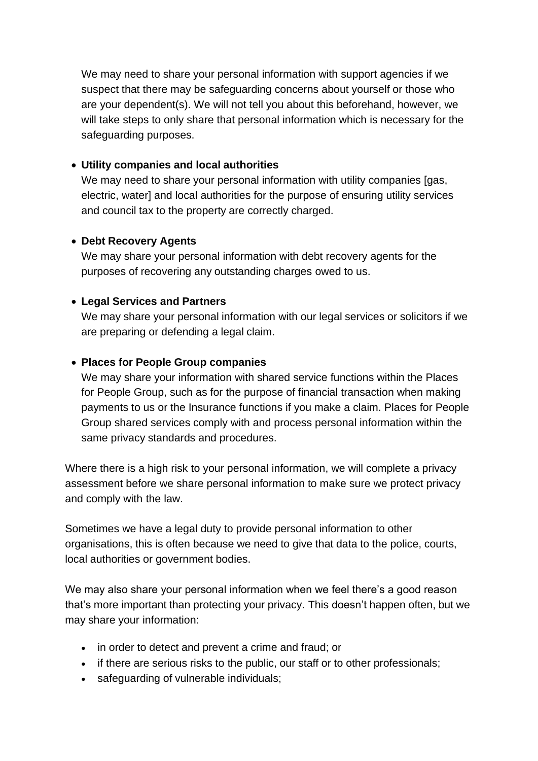We may need to share your personal information with support agencies if we suspect that there may be safeguarding concerns about yourself or those who are your dependent(s). We will not tell you about this beforehand, however, we will take steps to only share that personal information which is necessary for the safeguarding purposes.

- **Utility companies and local authorities**
  We may need to share your personal information with utility companies [gas, electric, water] and local authorities for the purpose of ensuring utility services and council tax to the property are correctly charged.

- **Debt Recovery Agents**
  We may share your personal information with debt recovery agents for the purposes of recovering any outstanding charges owed to us.

- **Legal Services and Partners**
  We may share your personal information with our legal services or solicitors if we are preparing or defending a legal claim.

- **Places for People Group companies**
  We may share your information with shared service functions within the Places for People Group, such as for the purpose of financial transaction when making payments to us or the Insurance functions if you make a claim. Places for People Group shared services comply with and process personal information within the same privacy standards and procedures.

Where there is a high risk to your personal information, we will complete a privacy assessment before we share personal information to make sure we protect privacy and comply with the law.

Sometimes we have a legal duty to provide personal information to other organisations, this is often because we need to give that data to the police, courts, local authorities or government bodies.

We may also share your personal information when we feel there's a good reason that's more important than protecting your privacy. This doesn't happen often, but we may share your information:

- in order to detect and prevent a crime and fraud; or
- if there are serious risks to the public, our staff or to other professionals;
- safeguarding of vulnerable individuals;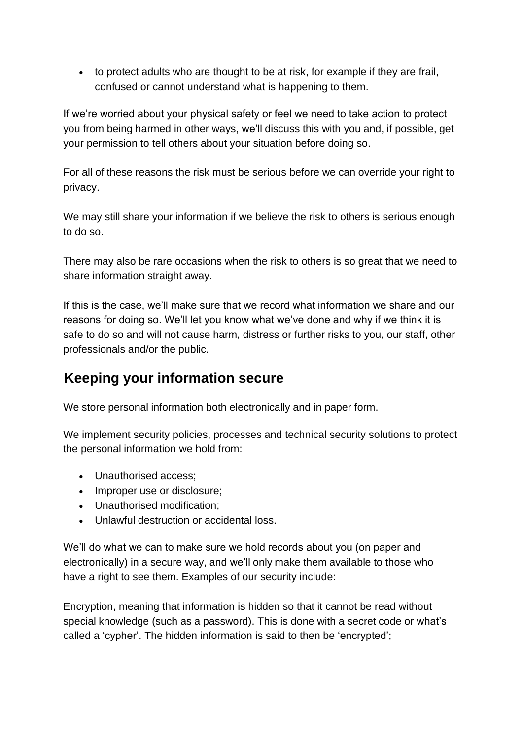- to protect adults who are thought to be at risk, for example if they are frail, confused or cannot understand what is happening to them.

If we're worried about your physical safety or feel we need to take action to protect you from being harmed in other ways, we'll discuss this with you and, if possible, get your permission to tell others about your situation before doing so.

For all of these reasons the risk must be serious before we can override your right to privacy.

We may still share your information if we believe the risk to others is serious enough to do so.

There may also be rare occasions when the risk to others is so great that we need to share information straight away.

If this is the case, we'll make sure that we record what information we share and our reasons for doing so. We'll let you know what we've done and why if we think it is safe to do so and will not cause harm, distress or further risks to you, our staff, other professionals and/or the public.

## Keeping your information secure

We store personal information both electronically and in paper form.

We implement security policies, processes and technical security solutions to protect the personal information we hold from:

- Unauthorised access;
- Improper use or disclosure;
- Unauthorised modification;
- Unlawful destruction or accidental loss.

We'll do what we can to make sure we hold records about you (on paper and electronically) in a secure way, and we'll only make them available to those who have a right to see them. Examples of our security include:

Encryption, meaning that information is hidden so that it cannot be read without special knowledge (such as a password). This is done with a secret code or what's called a 'cypher'. The hidden information is said to then be 'encrypted';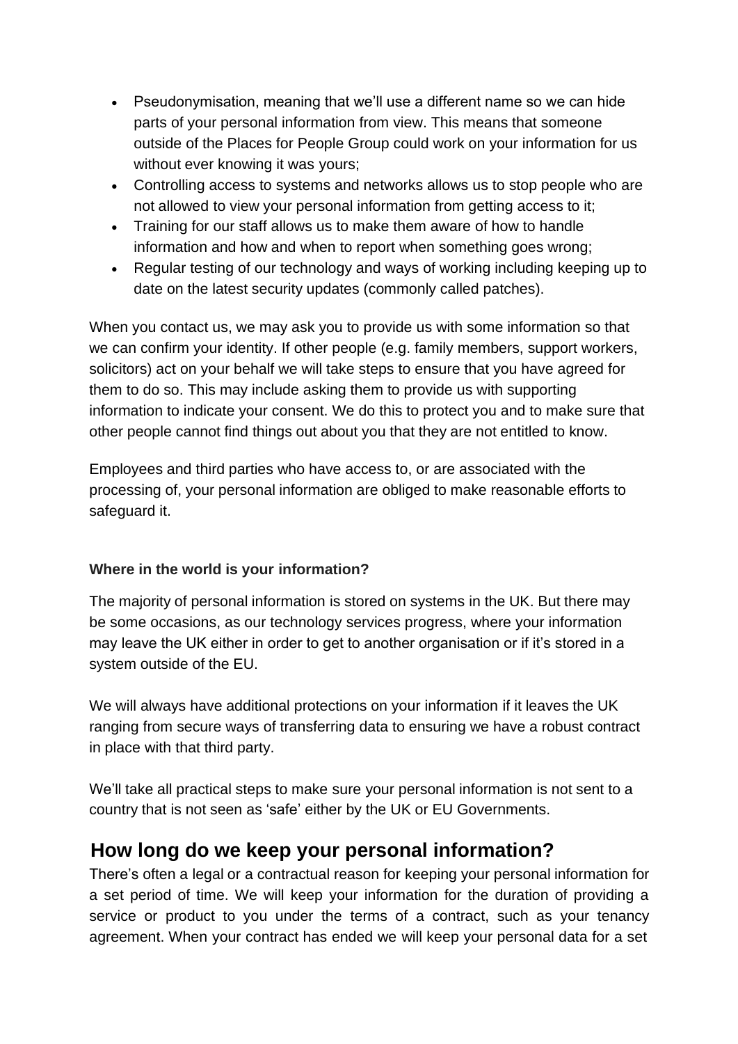- Pseudonymisation, meaning that we'll use a different name so we can hide parts of your personal information from view. This means that someone outside of the Places for People Group could work on your information for us without ever knowing it was yours;
- Controlling access to systems and networks allows us to stop people who are not allowed to view your personal information from getting access to it;
- Training for our staff allows us to make them aware of how to handle information and how and when to report when something goes wrong;
- Regular testing of our technology and ways of working including keeping up to date on the latest security updates (commonly called patches).

When you contact us, we may ask you to provide us with some information so that we can confirm your identity. If other people (e.g. family members, support workers, solicitors) act on your behalf we will take steps to ensure that you have agreed for them to do so. This may include asking them to provide us with supporting information to indicate your consent. We do this to protect you and to make sure that other people cannot find things out about you that they are not entitled to know.

Employees and third parties who have access to, or are associated with the processing of, your personal information are obliged to make reasonable efforts to safeguard it.

**Where in the world is your information?**

The majority of personal information is stored on systems in the UK. But there may be some occasions, as our technology services progress, where your information may leave the UK either in order to get to another organisation or if it's stored in a system outside of the EU.

We will always have additional protections on your information if it leaves the UK ranging from secure ways of transferring data to ensuring we have a robust contract in place with that third party.

We'll take all practical steps to make sure your personal information is not sent to a country that is not seen as 'safe' either by the UK or EU Governments.

## How long do we keep your personal information?

There's often a legal or a contractual reason for keeping your personal information for a set period of time. We will keep your information for the duration of providing a service or product to you under the terms of a contract, such as your tenancy agreement. When your contract has ended we will keep your personal data for a set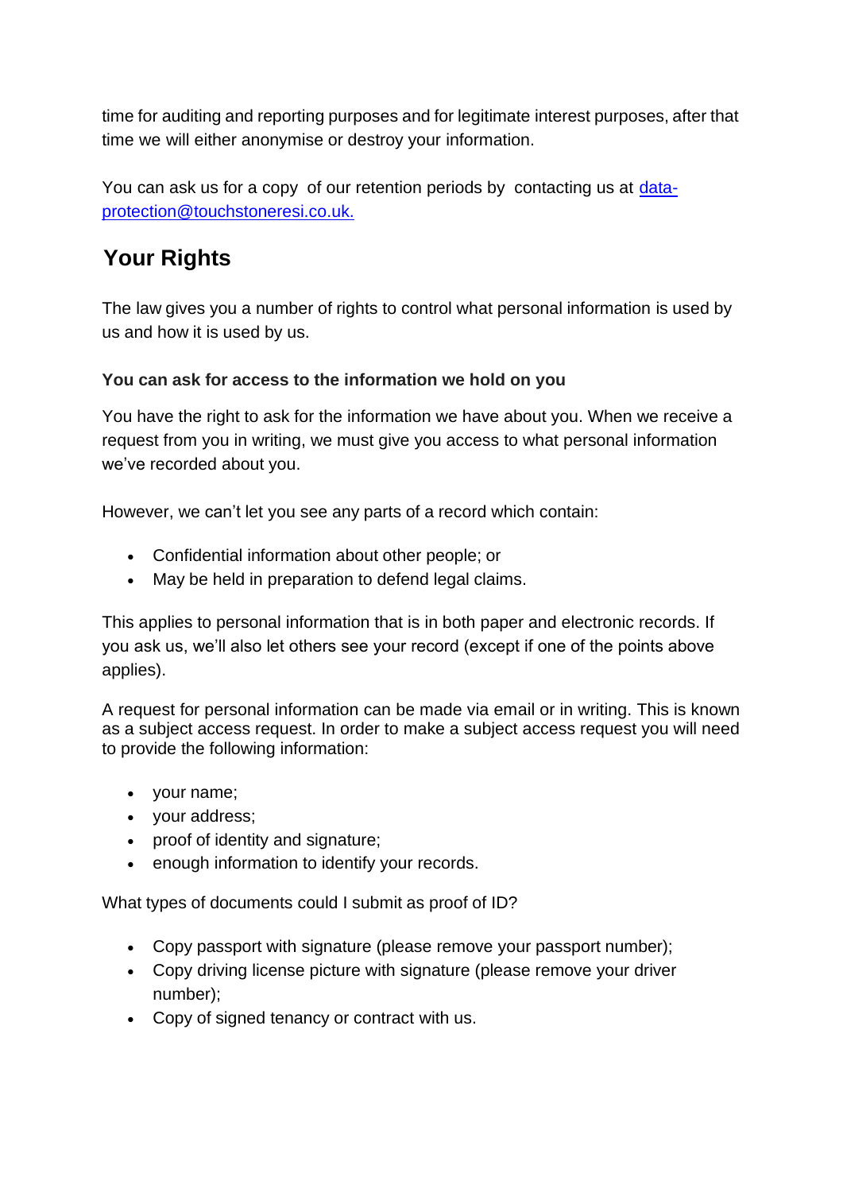time for auditing and reporting purposes and for legitimate interest purposes, after that time we will either anonymise or destroy your information.

You can ask us for a copy of our retention periods by contacting us at [data-protection@touchstoneresi.co.uk.](mailto:data-protection@touchstoneresi.co.uk)

## Your Rights

The law gives you a number of rights to control what personal information is used by us and how it is used by us.

**You can ask for access to the information we hold on you**

You have the right to ask for the information we have about you. When we receive a request from you in writing, we must give you access to what personal information we've recorded about you.

However, we can't let you see any parts of a record which contain:

- Confidential information about other people; or
- May be held in preparation to defend legal claims.

This applies to personal information that is in both paper and electronic records. If you ask us, we'll also let others see your record (except if one of the points above applies).

A request for personal information can be made via email or in writing. This is known as a subject access request. In order to make a subject access request you will need to provide the following information:

- your name;
- your address;
- proof of identity and signature;
- enough information to identify your records.

What types of documents could I submit as proof of ID?

- Copy passport with signature (please remove your passport number);
- Copy driving license picture with signature (please remove your driver number);
- Copy of signed tenancy or contract with us.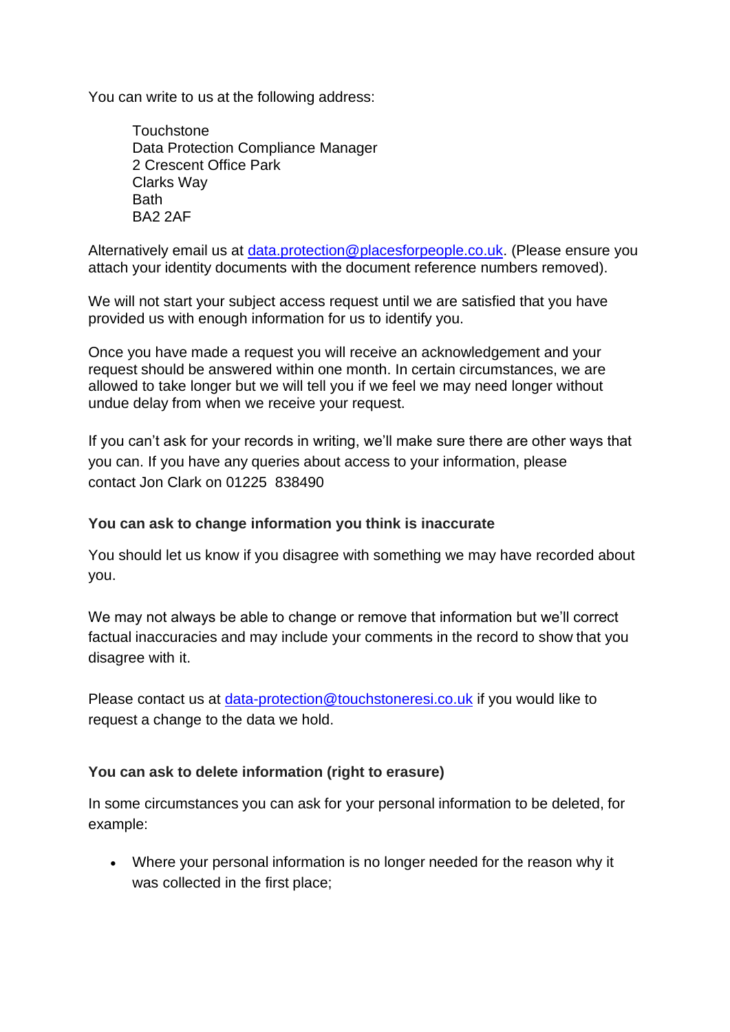You can write to us at the following address:

Touchstone  
Data Protection Compliance Manager  
2 Crescent Office Park  
Clarks Way  
Bath  
BA2 2AF

Alternatively email us at data.protection@placesforpeople.co.uk. (Please ensure you attach your identity documents with the document reference numbers removed).

We will not start your subject access request until we are satisfied that you have provided us with enough information for us to identify you.

Once you have made a request you will receive an acknowledgement and your request should be answered within one month. In certain circumstances, we are allowed to take longer but we will tell you if we feel we may need longer without undue delay from when we receive your request.

If you can't ask for your records in writing, we'll make sure there are other ways that you can. If you have any queries about access to your information, please contact Jon Clark on 01225 838490

**You can ask to change information you think is inaccurate**

You should let us know if you disagree with something we may have recorded about you.

We may not always be able to change or remove that information but we'll correct factual inaccuracies and may include your comments in the record to show that you disagree with it.

Please contact us at data-protection@touchstoneresi.co.uk if you would like to request a change to the data we hold.

**You can ask to delete information (right to erasure)**

In some circumstances you can ask for your personal information to be deleted, for example:

- Where your personal information is no longer needed for the reason why it was collected in the first place;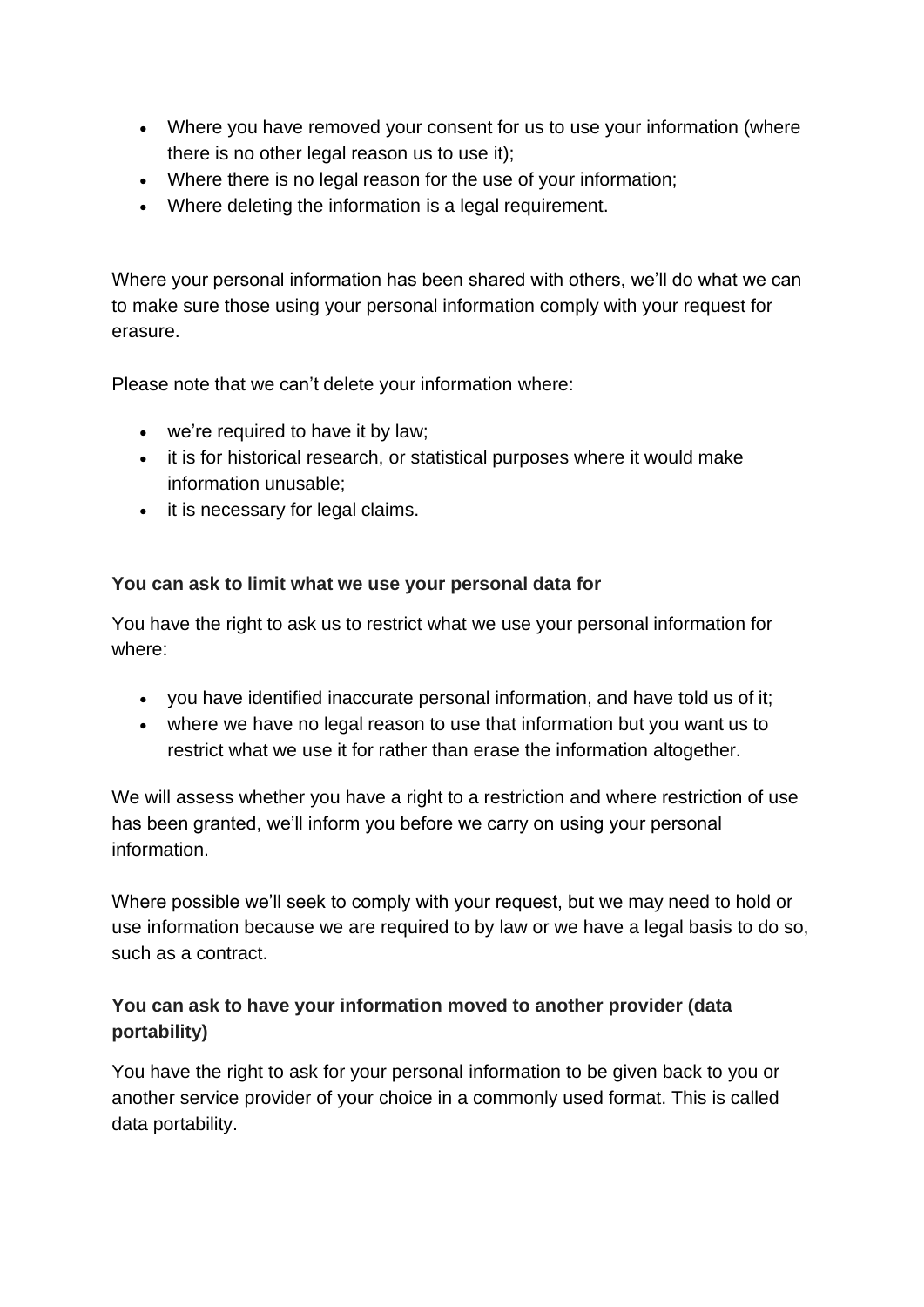- Where you have removed your consent for us to use your information (where there is no other legal reason us to use it);
- Where there is no legal reason for the use of your information;
- Where deleting the information is a legal requirement.

Where your personal information has been shared with others, we'll do what we can to make sure those using your personal information comply with your request for erasure.

Please note that we can't delete your information where:

- we're required to have it by law;
- it is for historical research, or statistical purposes where it would make information unusable;
- it is necessary for legal claims.

**You can ask to limit what we use your personal data for**

You have the right to ask us to restrict what we use your personal information for where:

- you have identified inaccurate personal information, and have told us of it;
- where we have no legal reason to use that information but you want us to restrict what we use it for rather than erase the information altogether.

We will assess whether you have a right to a restriction and where restriction of use has been granted, we'll inform you before we carry on using your personal information.

Where possible we'll seek to comply with your request, but we may need to hold or use information because we are required to by law or we have a legal basis to do so, such as a contract.

**You can ask to have your information moved to another provider (data portability)**

You have the right to ask for your personal information to be given back to you or another service provider of your choice in a commonly used format. This is called data portability.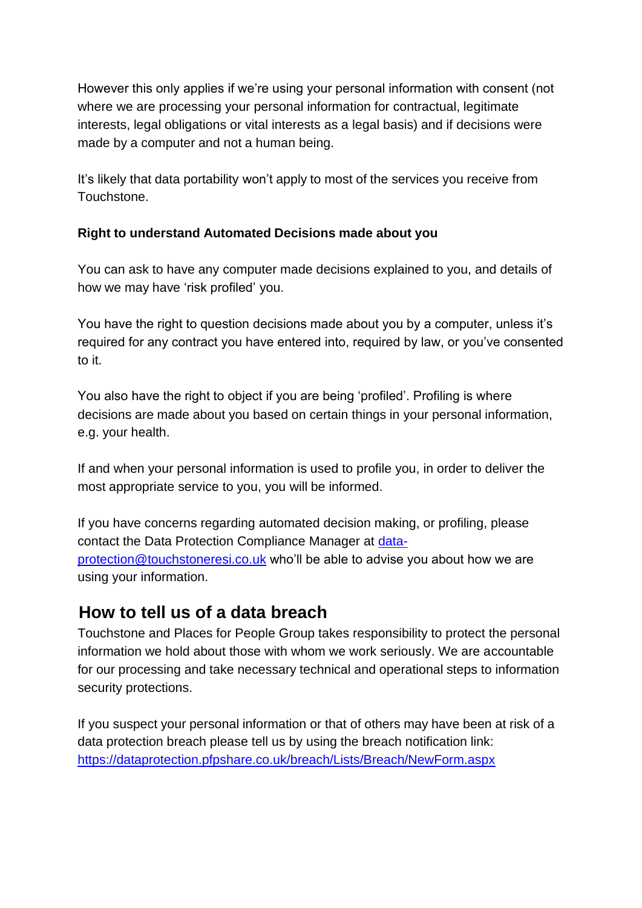However this only applies if we're using your personal information with consent (not where we are processing your personal information for contractual, legitimate interests, legal obligations or vital interests as a legal basis) and if decisions were made by a computer and not a human being.

It's likely that data portability won't apply to most of the services you receive from Touchstone.

**Right to understand Automated Decisions made about you**

You can ask to have any computer made decisions explained to you, and details of how we may have 'risk profiled' you.

You have the right to question decisions made about you by a computer, unless it's required for any contract you have entered into, required by law, or you've consented to it.

You also have the right to object if you are being 'profiled'. Profiling is where decisions are made about you based on certain things in your personal information, e.g. your health.

If and when your personal information is used to profile you, in order to deliver the most appropriate service to you, you will be informed.

If you have concerns regarding automated decision making, or profiling, please contact the Data Protection Compliance Manager at [data-protection@touchstoneresi.co.uk](mailto:data-protection@touchstoneresi.co.uk) who'll be able to advise you about how we are using your information.

## How to tell us of a data breach

Touchstone and Places for People Group takes responsibility to protect the personal information we hold about those with whom we work seriously. We are accountable for our processing and take necessary technical and operational steps to information security protections.

If you suspect your personal information or that of others may have been at risk of a data protection breach please tell us by using the breach notification link: [https://dataprotection.pfpshare.co.uk/breach/Lists/Breach/NewForm.aspx](https://dataprotection.pfpshare.co.uk/breach/Lists/Breach/NewForm.aspx)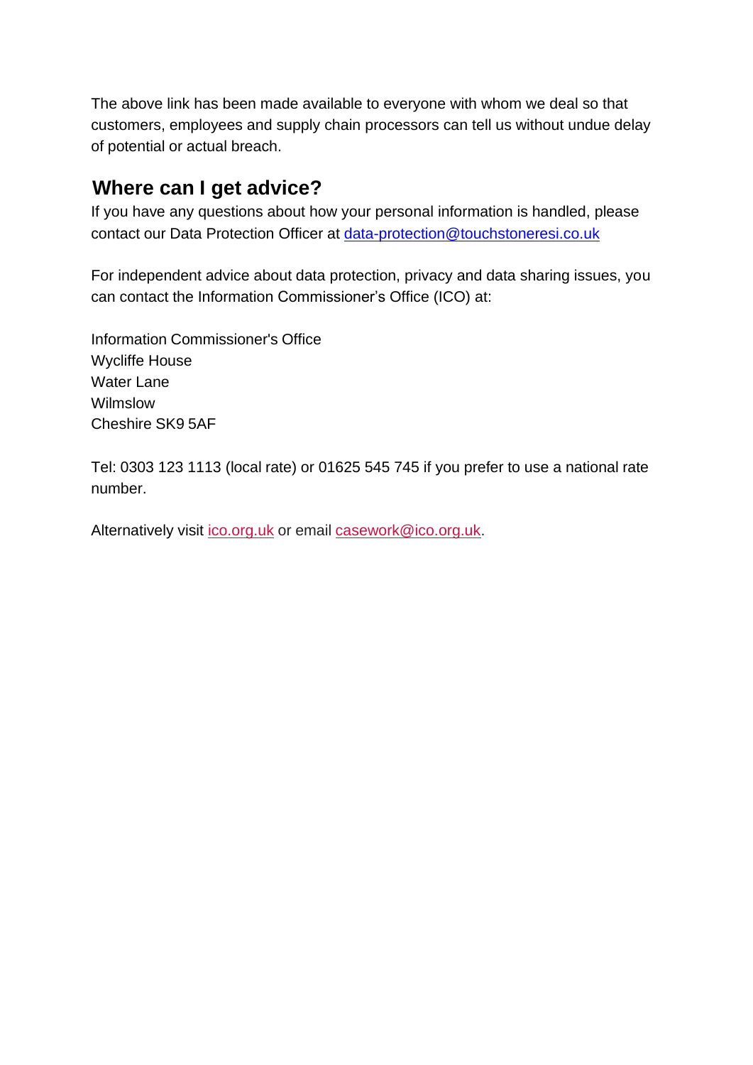The above link has been made available to everyone with whom we deal so that customers, employees and supply chain processors can tell us without undue delay of potential or actual breach.

## Where can I get advice?

If you have any questions about how your personal information is handled, please contact our Data Protection Officer at data-protection@touchstoneresi.co.uk

For independent advice about data protection, privacy and data sharing issues, you can contact the Information Commissioner's Office (ICO) at:

Information Commissioner's Office
Wycliffe House
Water Lane
Wilmslow
Cheshire SK9 5AF

Tel: 0303 123 1113 (local rate) or 01625 545 745 if you prefer to use a national rate number.

Alternatively visit ico.org.uk or email casework@ico.org.uk.